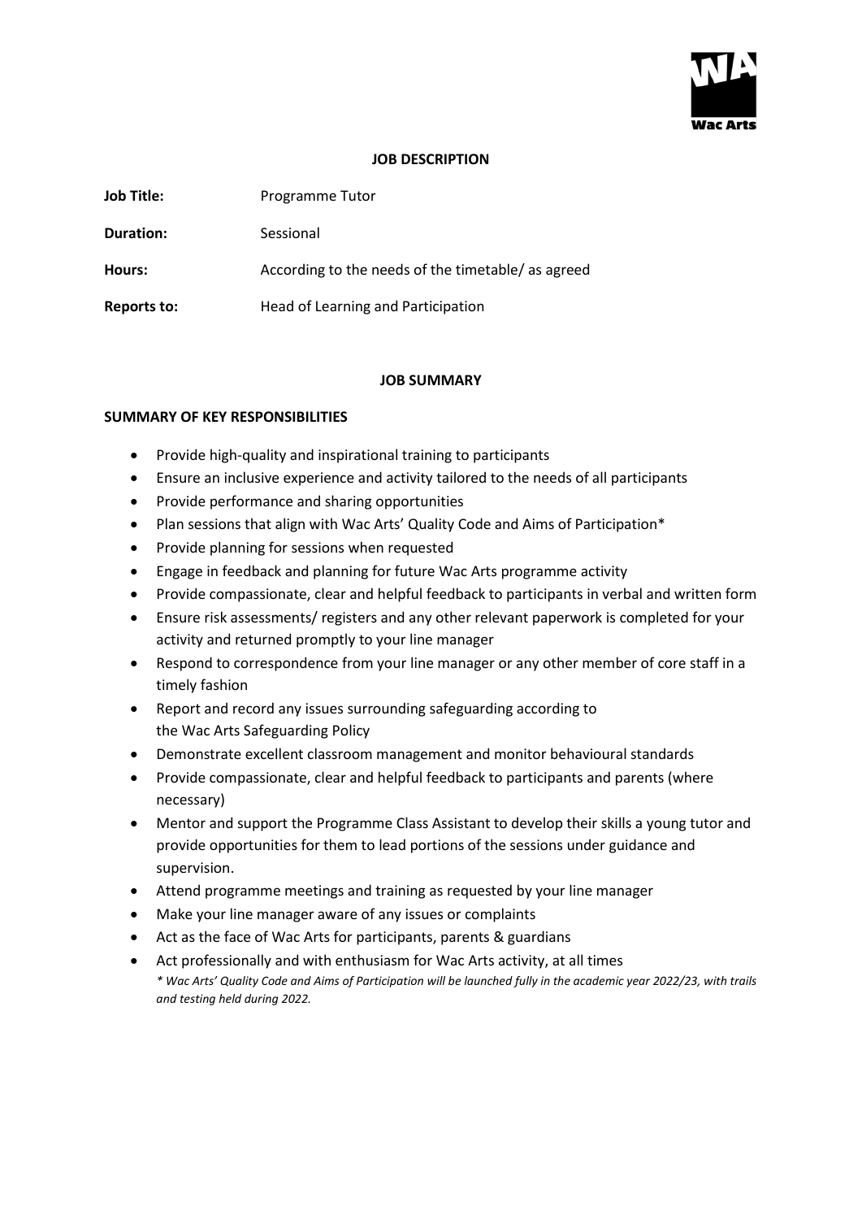**JOB DESCRIPTION**

**Job Title:** Programme Tutor

**Duration:** Sessional

**Hours:** According to the needs of the timetable/ as agreed

**Reports to:** Head of Learning and Participation

**JOB SUMMARY**

**SUMMARY OF KEY RESPONSIBILITIES**

- Provide high-quality and inspirational training to participants
- Ensure an inclusive experience and activity tailored to the needs of all participants
- Provide performance and sharing opportunities
- Plan sessions that align with Wac Arts' Quality Code and Aims of Participation*
- Provide planning for sessions when requested
- Engage in feedback and planning for future Wac Arts programme activity
- Provide compassionate, clear and helpful feedback to participants in verbal and written form
- Ensure risk assessments/ registers and any other relevant paperwork is completed for your activity and returned promptly to your line manager
- Respond to correspondence from your line manager or any other member of core staff in a timely fashion
- Report and record any issues surrounding safeguarding according to the Wac Arts Safeguarding Policy
- Demonstrate excellent classroom management and monitor behavioural standards
- Provide compassionate, clear and helpful feedback to participants and parents (where necessary)
- Mentor and support the Programme Class Assistant to develop their skills a young tutor and provide opportunities for them to lead portions of the sessions under guidance and supervision.
- Attend programme meetings and training as requested by your line manager
- Make your line manager aware of any issues or complaints
- Act as the face of Wac Arts for participants, parents & guardians
- Act professionally and with enthusiasm for Wac Arts activity, at all times

*\* Wac Arts' Quality Code and Aims of Participation will be launched fully in the academic year 2022/23, with trails and testing held during 2022.*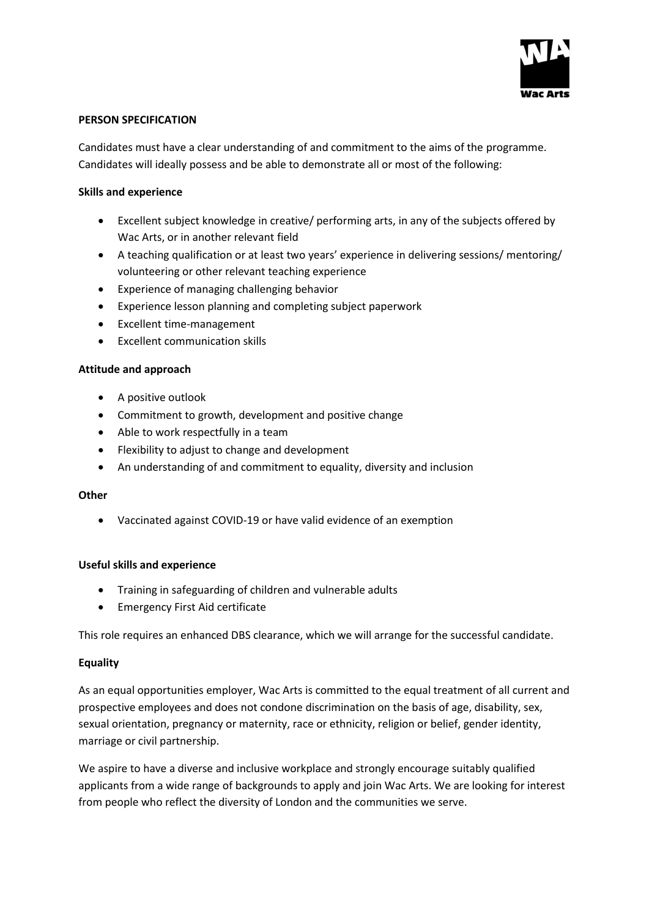**PERSON SPECIFICATION**

Candidates must have a clear understanding of and commitment to the aims of the programme. Candidates will ideally possess and be able to demonstrate all or most of the following:

**Skills and experience**

- Excellent subject knowledge in creative/ performing arts, in any of the subjects offered by Wac Arts, or in another relevant field
- A teaching qualification or at least two years' experience in delivering sessions/ mentoring/ volunteering or other relevant teaching experience
- Experience of managing challenging behavior
- Experience lesson planning and completing subject paperwork
- Excellent time-management
- Excellent communication skills

**Attitude and approach**

- A positive outlook
- Commitment to growth, development and positive change
- Able to work respectfully in a team
- Flexibility to adjust to change and development
- An understanding of and commitment to equality, diversity and inclusion

**Other**

- Vaccinated against COVID-19 or have valid evidence of an exemption

**Useful skills and experience**

- Training in safeguarding of children and vulnerable adults
- Emergency First Aid certificate

This role requires an enhanced DBS clearance, which we will arrange for the successful candidate.

**Equality**

As an equal opportunities employer, Wac Arts is committed to the equal treatment of all current and prospective employees and does not condone discrimination on the basis of age, disability, sex, sexual orientation, pregnancy or maternity, race or ethnicity, religion or belief, gender identity, marriage or civil partnership.

We aspire to have a diverse and inclusive workplace and strongly encourage suitably qualified applicants from a wide range of backgrounds to apply and join Wac Arts. We are looking for interest from people who reflect the diversity of London and the communities we serve.